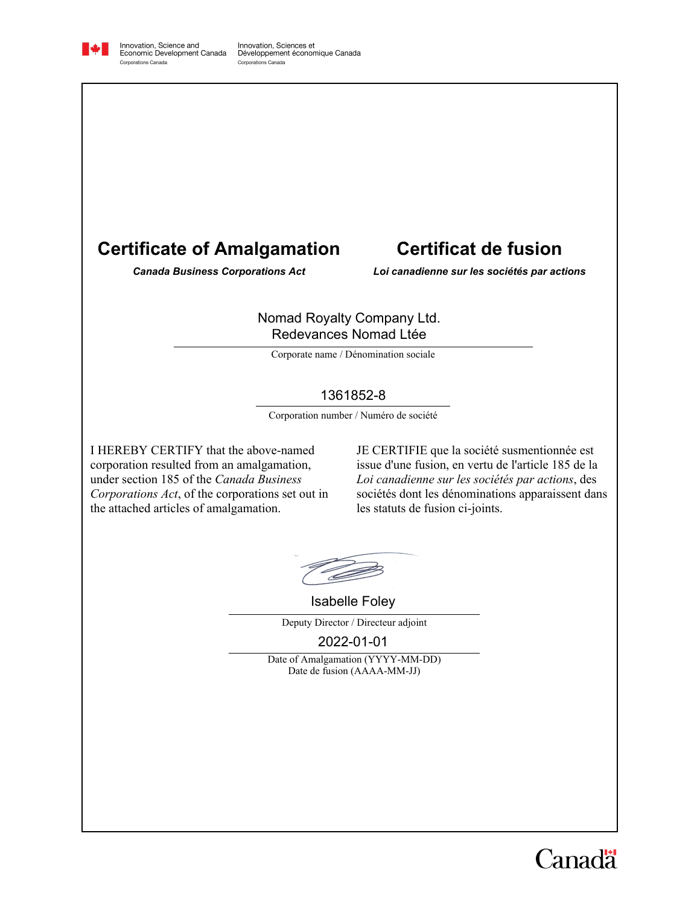Innovation, Science and Economic Development Canada
Corporations Canada

Innovation, Sciences et Développement économique Canada
Corporations Canada

# Certificate of Amalgamation

***Canada Business Corporations Act***

# Certificat de fusion

***Loi canadienne sur les sociétés par actions***

Nomad Royalty Company Ltd.
Redevances Nomad Ltée

Corporate name / Dénomination sociale

1361852-8

Corporation number / Numéro de société

I HEREBY CERTIFY that the above-named corporation resulted from an amalgamation, under section 185 of the *Canada Business Corporations Act*, of the corporations set out in the attached articles of amalgamation.

JE CERTIFIE que la société susmentionnée est issue d'une fusion, en vertu de l'article 185 de la *Loi canadienne sur les sociétés par actions*, des sociétés dont les dénominations apparaissent dans les statuts de fusion ci-joints.

Isabelle Foley

Deputy Director / Directeur adjoint

2022-01-01

Date of Amalgamation (YYYY-MM-DD)
Date de fusion (AAAA-MM-JJ)

Canada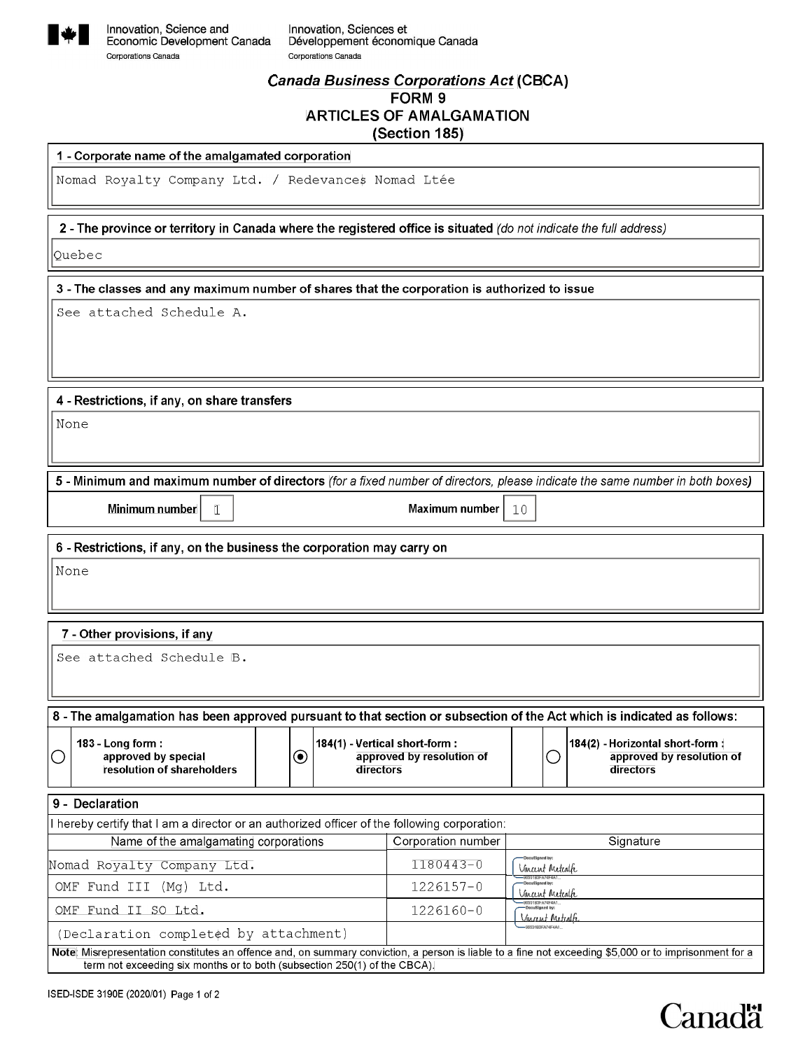Innovation, Science and Economic Development Canada
Corporations Canada

Innovation, Sciences et Développement économique Canada
Corporations Canada

# *Canada Business Corporations Act* (CBCA)
## FORM 9
## ARTICLES OF AMALGAMATION
## (Section 185)

**1 - Corporate name of the amalgamated corporation**

Nomad Royalty Company Ltd. / Redevances Nomad Ltée

**2 - The province or territory in Canada where the registered office is situated** *(do not indicate the full address)*

Quebec

**3 - The classes and any maximum number of shares that the corporation is authorized to issue**

See attached Schedule A.

**4 - Restrictions, if any, on share transfers**

None

**5 - Minimum and maximum number of directors** *(for a fixed number of directors, please indicate the same number in both boxes)*

Minimum number: 1 | Maximum number: 10

**6 - Restrictions, if any, on the business the corporation may carry on**

None

**7 - Other provisions, if any**

See attached Schedule B.

**8 - The amalgamation has been approved pursuant to that section or subsection of the Act which is indicated as follows:**

- ○ 183 - Long form : approved by special resolution of shareholders
- ◉ 184(1) - Vertical short-form : approved by resolution of directors
- ○ 184(2) - Horizontal short-form : approved by resolution of directors

**9 - Declaration**

I hereby certify that I am a director or an authorized officer of the following corporation:

| Name of the amalgamating corporations | Corporation number | Signature |
|---|---|---|
| Nomad Royalty Company Ltd. | 1180443-0 | Vincent Metcalfe |
| OMF Fund III (Mg) Ltd. | 1226157-0 | Vincent Metcalfe |
| OMF Fund II SO Ltd. | 1226160-0 | Vincent Metcalfe |
| (Declaration completed by attachment) | | |

**Note:** Misrepresentation constitutes an offence and, on summary conviction, a person is liable to a fine not exceeding $5,000 or to imprisonment for a term not exceeding six months or to both (subsection 250(1) of the CBCA).

ISED-ISDE 3190E (2020/01)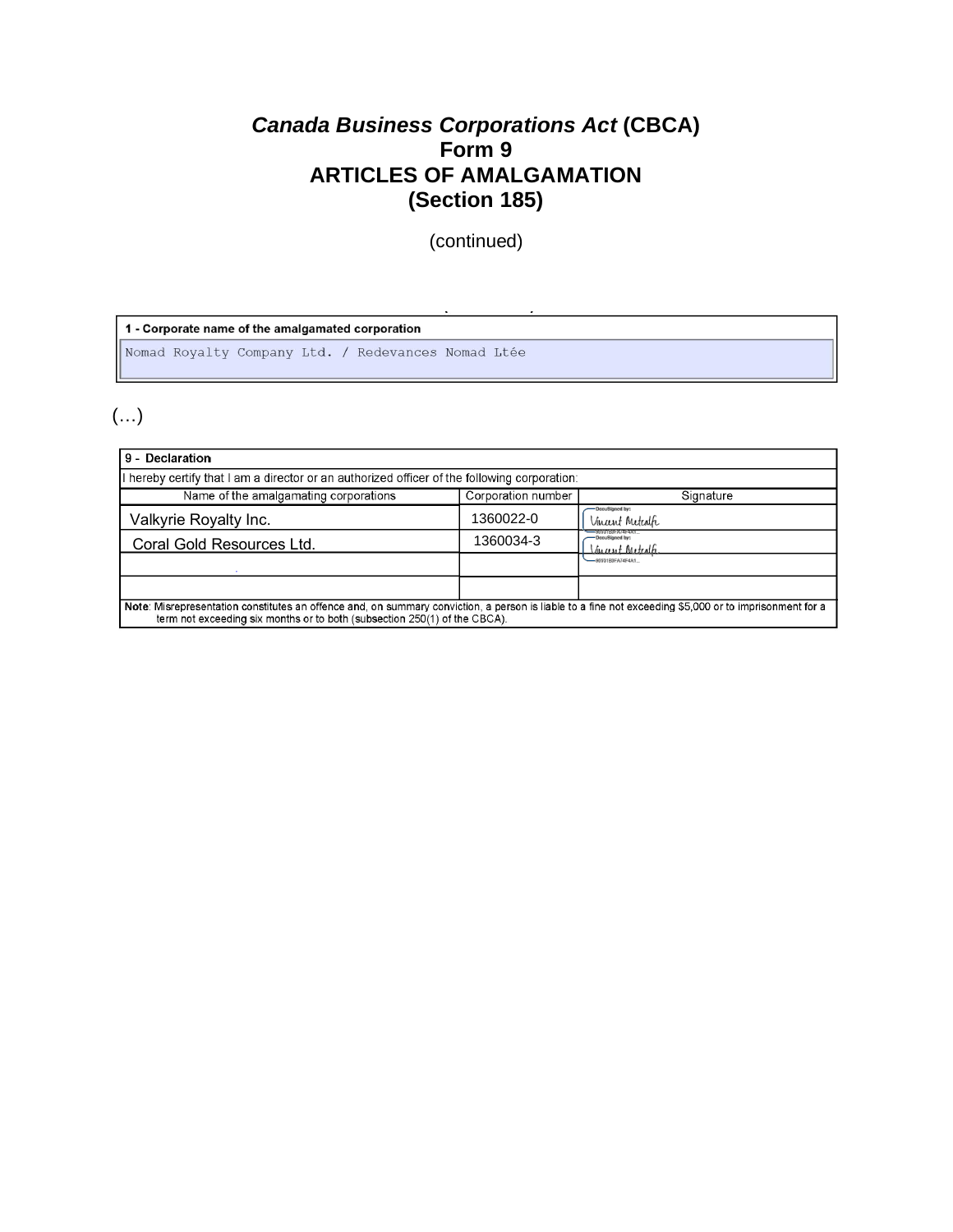# *Canada Business Corporations Act* (CBCA)
# Form 9
# ARTICLES OF AMALGAMATION
# (Section 185)

(continued)

| 1 - Corporate name of the amalgamated corporation |
| --- |
| Nomad Royalty Company Ltd. / Redevances Nomad Ltée |

(…)

| 9 - Declaration | | |
| --- | --- | --- |
| I hereby certify that I am a director or an authorized officer of the following corporation: | | |
| Name of the amalgamating corporations | Corporation number | Signature |
| Valkyrie Royalty Inc. | 1360022-0 | Vincent Metcalfe |
| Coral Gold Resources Ltd. | 1360034-3 | Vincent Metcalfe |
| | | |
| | | |

**Note**: Misrepresentation constitutes an offence and, on summary conviction, a person is liable to a fine not exceeding $5,000 or to imprisonment for a term not exceeding six months or to both (subsection 250(1) of the CBCA).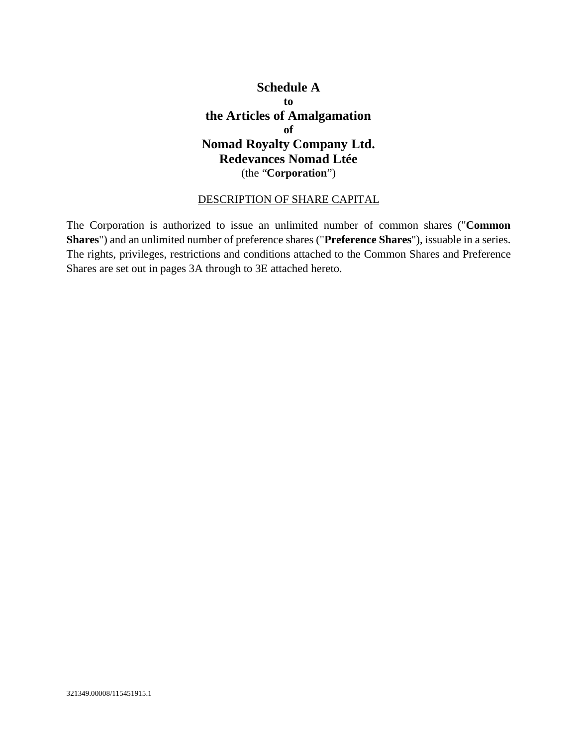# Schedule A

**to**

## the Articles of Amalgamation

**of**

## Nomad Royalty Company Ltd.
## Redevances Nomad Ltée

(the “**Corporation**”)

<u>DESCRIPTION OF SHARE CAPITAL</u>

The Corporation is authorized to issue an unlimited number of common shares ("**Common Shares**") and an unlimited number of preference shares ("**Preference Shares**"), issuable in a series. The rights, privileges, restrictions and conditions attached to the Common Shares and Preference Shares are set out in pages 3A through to 3E attached hereto.

321349.00008/115451915.1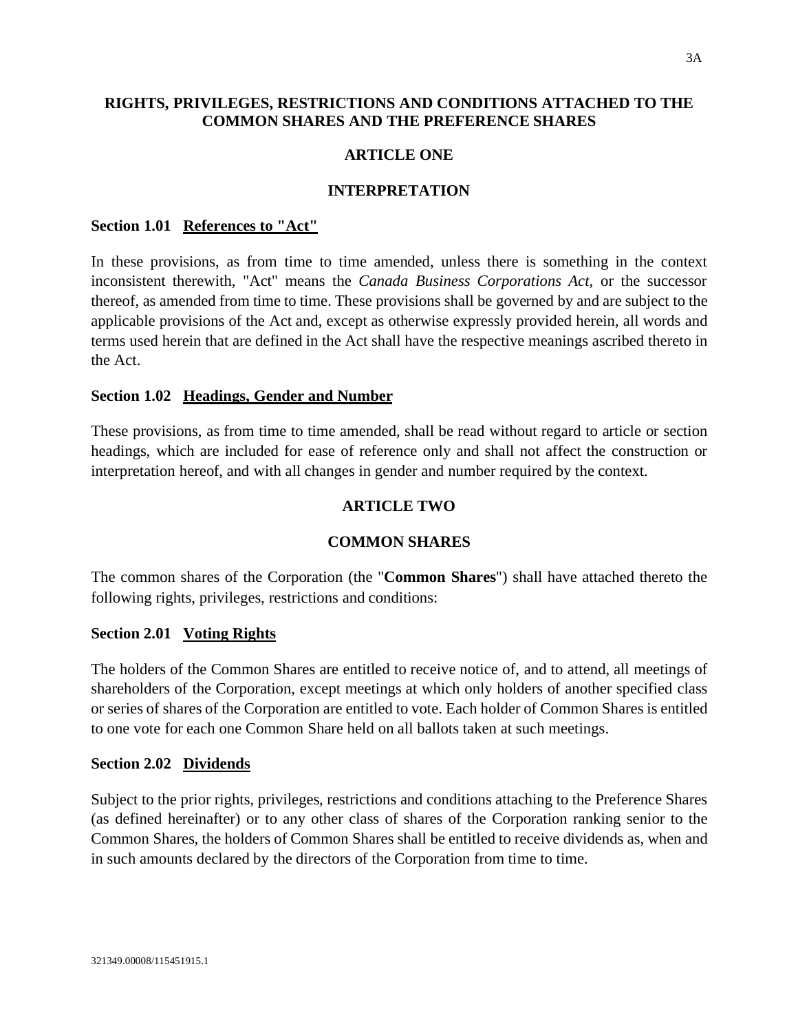## RIGHTS, PRIVILEGES, RESTRICTIONS AND CONDITIONS ATTACHED TO THE COMMON SHARES AND THE PREFERENCE SHARES

## ARTICLE ONE

## INTERPRETATION

### Section 1.01 References to "Act"

In these provisions, as from time to time amended, unless there is something in the context inconsistent therewith, "Act" means the *Canada Business Corporations Act*, or the successor thereof, as amended from time to time. These provisions shall be governed by and are subject to the applicable provisions of the Act and, except as otherwise expressly provided herein, all words and terms used herein that are defined in the Act shall have the respective meanings ascribed thereto in the Act.

### Section 1.02 Headings, Gender and Number

These provisions, as from time to time amended, shall be read without regard to article or section headings, which are included for ease of reference only and shall not affect the construction or interpretation hereof, and with all changes in gender and number required by the context.

## ARTICLE TWO

## COMMON SHARES

The common shares of the Corporation (the "**Common Shares**") shall have attached thereto the following rights, privileges, restrictions and conditions:

### Section 2.01 Voting Rights

The holders of the Common Shares are entitled to receive notice of, and to attend, all meetings of shareholders of the Corporation, except meetings at which only holders of another specified class or series of shares of the Corporation are entitled to vote. Each holder of Common Shares is entitled to one vote for each one Common Share held on all ballots taken at such meetings.

### Section 2.02 Dividends

Subject to the prior rights, privileges, restrictions and conditions attaching to the Preference Shares (as defined hereinafter) or to any other class of shares of the Corporation ranking senior to the Common Shares, the holders of Common Shares shall be entitled to receive dividends as, when and in such amounts declared by the directors of the Corporation from time to time.

321349.00008/115451915.1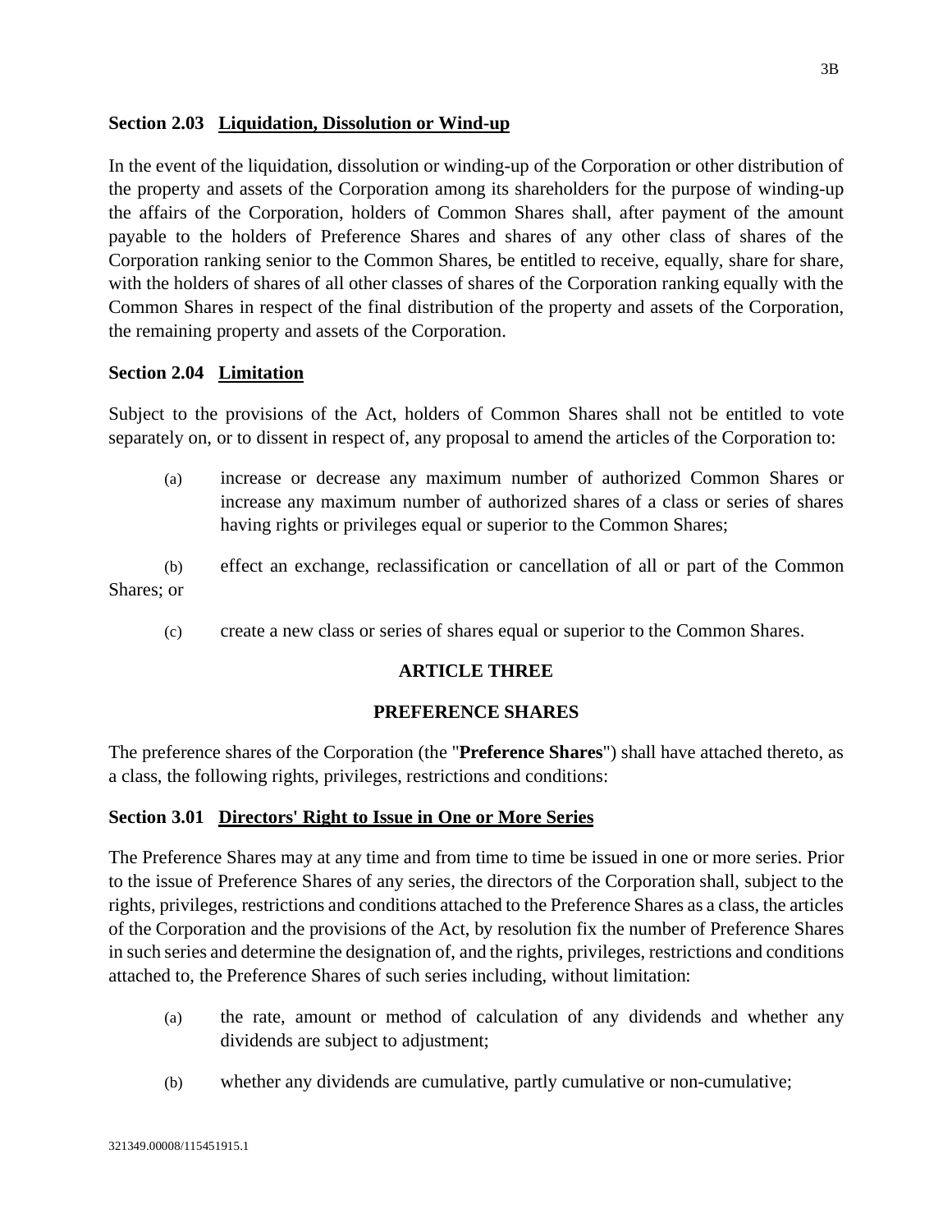### Section 2.03 Liquidation, Dissolution or Wind-up

In the event of the liquidation, dissolution or winding-up of the Corporation or other distribution of the property and assets of the Corporation among its shareholders for the purpose of winding-up the affairs of the Corporation, holders of Common Shares shall, after payment of the amount payable to the holders of Preference Shares and shares of any other class of shares of the Corporation ranking senior to the Common Shares, be entitled to receive, equally, share for share, with the holders of shares of all other classes of shares of the Corporation ranking equally with the Common Shares in respect of the final distribution of the property and assets of the Corporation, the remaining property and assets of the Corporation.

### Section 2.04 Limitation

Subject to the provisions of the Act, holders of Common Shares shall not be entitled to vote separately on, or to dissent in respect of, any proposal to amend the articles of the Corporation to:

(a) increase or decrease any maximum number of authorized Common Shares or increase any maximum number of authorized shares of a class or series of shares having rights or privileges equal or superior to the Common Shares;

(b) effect an exchange, reclassification or cancellation of all or part of the Common Shares; or

(c) create a new class or series of shares equal or superior to the Common Shares.

## ARTICLE THREE

## PREFERENCE SHARES

The preference shares of the Corporation (the "**Preference Shares**") shall have attached thereto, as a class, the following rights, privileges, restrictions and conditions:

### Section 3.01 Directors' Right to Issue in One or More Series

The Preference Shares may at any time and from time to time be issued in one or more series. Prior to the issue of Preference Shares of any series, the directors of the Corporation shall, subject to the rights, privileges, restrictions and conditions attached to the Preference Shares as a class, the articles of the Corporation and the provisions of the Act, by resolution fix the number of Preference Shares in such series and determine the designation of, and the rights, privileges, restrictions and conditions attached to, the Preference Shares of such series including, without limitation:

(a) the rate, amount or method of calculation of any dividends and whether any dividends are subject to adjustment;

(b) whether any dividends are cumulative, partly cumulative or non-cumulative;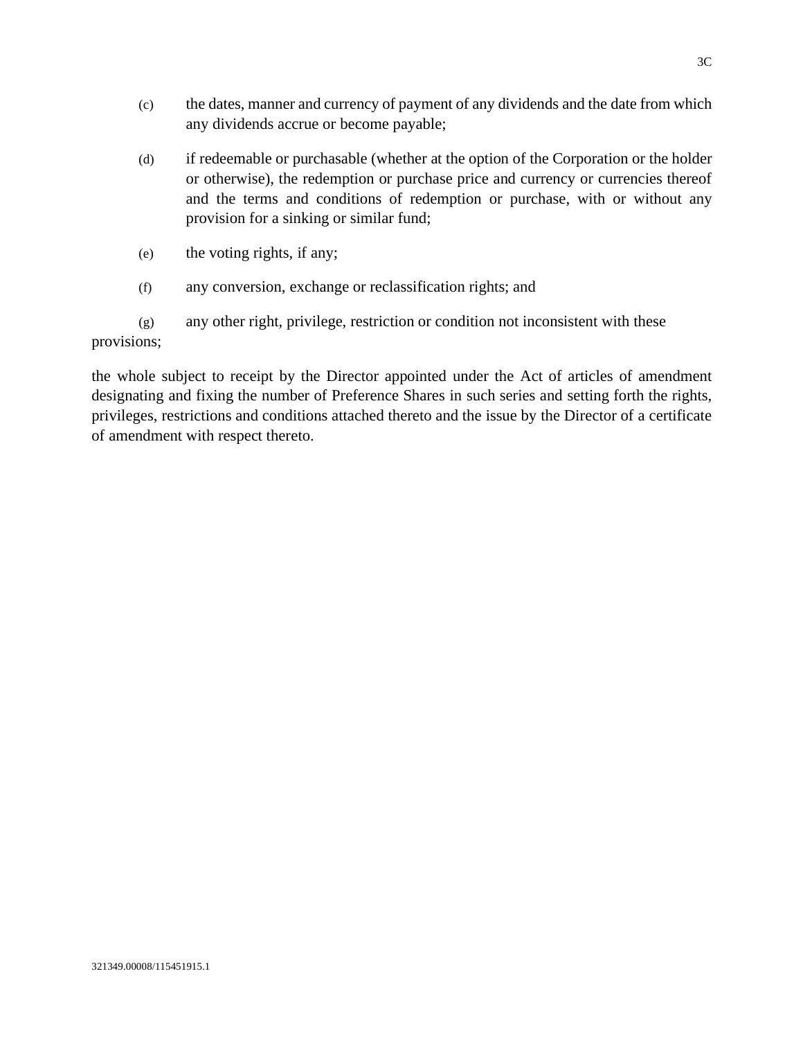(c) the dates, manner and currency of payment of any dividends and the date from which any dividends accrue or become payable;

(d) if redeemable or purchasable (whether at the option of the Corporation or the holder or otherwise), the redemption or purchase price and currency or currencies thereof and the terms and conditions of redemption or purchase, with or without any provision for a sinking or similar fund;

(e) the voting rights, if any;

(f) any conversion, exchange or reclassification rights; and

(g) any other right, privilege, restriction or condition not inconsistent with these provisions;

the whole subject to receipt by the Director appointed under the Act of articles of amendment designating and fixing the number of Preference Shares in such series and setting forth the rights, privileges, restrictions and conditions attached thereto and the issue by the Director of a certificate of amendment with respect thereto.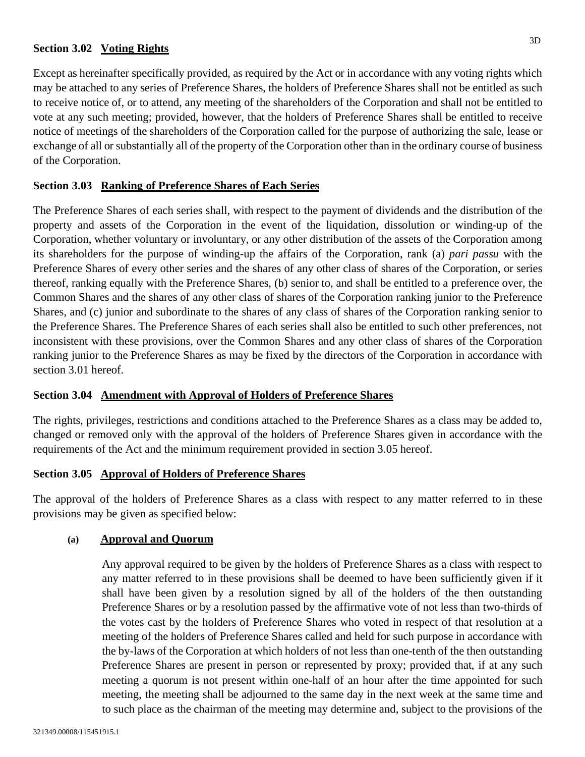**Section 3.02 Voting Rights**

Except as hereinafter specifically provided, as required by the Act or in accordance with any voting rights which may be attached to any series of Preference Shares, the holders of Preference Shares shall not be entitled as such to receive notice of, or to attend, any meeting of the shareholders of the Corporation and shall not be entitled to vote at any such meeting; provided, however, that the holders of Preference Shares shall be entitled to receive notice of meetings of the shareholders of the Corporation called for the purpose of authorizing the sale, lease or exchange of all or substantially all of the property of the Corporation other than in the ordinary course of business of the Corporation.

**Section 3.03 Ranking of Preference Shares of Each Series**

The Preference Shares of each series shall, with respect to the payment of dividends and the distribution of the property and assets of the Corporation in the event of the liquidation, dissolution or winding-up of the Corporation, whether voluntary or involuntary, or any other distribution of the assets of the Corporation among its shareholders for the purpose of winding-up the affairs of the Corporation, rank (a) *pari passu* with the Preference Shares of every other series and the shares of any other class of shares of the Corporation, or series thereof, ranking equally with the Preference Shares, (b) senior to, and shall be entitled to a preference over, the Common Shares and the shares of any other class of shares of the Corporation ranking junior to the Preference Shares, and (c) junior and subordinate to the shares of any class of shares of the Corporation ranking senior to the Preference Shares. The Preference Shares of each series shall also be entitled to such other preferences, not inconsistent with these provisions, over the Common Shares and any other class of shares of the Corporation ranking junior to the Preference Shares as may be fixed by the directors of the Corporation in accordance with section 3.01 hereof.

**Section 3.04 Amendment with Approval of Holders of Preference Shares**

The rights, privileges, restrictions and conditions attached to the Preference Shares as a class may be added to, changed or removed only with the approval of the holders of Preference Shares given in accordance with the requirements of the Act and the minimum requirement provided in section 3.05 hereof.

**Section 3.05 Approval of Holders of Preference Shares**

The approval of the holders of Preference Shares as a class with respect to any matter referred to in these provisions may be given as specified below:

**(a) Approval and Quorum**

Any approval required to be given by the holders of Preference Shares as a class with respect to any matter referred to in these provisions shall be deemed to have been sufficiently given if it shall have been given by a resolution signed by all of the holders of the then outstanding Preference Shares or by a resolution passed by the affirmative vote of not less than two-thirds of the votes cast by the holders of Preference Shares who voted in respect of that resolution at a meeting of the holders of Preference Shares called and held for such purpose in accordance with the by-laws of the Corporation at which holders of not less than one-tenth of the then outstanding Preference Shares are present in person or represented by proxy; provided that, if at any such meeting a quorum is not present within one-half of an hour after the time appointed for such meeting, the meeting shall be adjourned to the same day in the next week at the same time and to such place as the chairman of the meeting may determine and, subject to the provisions of the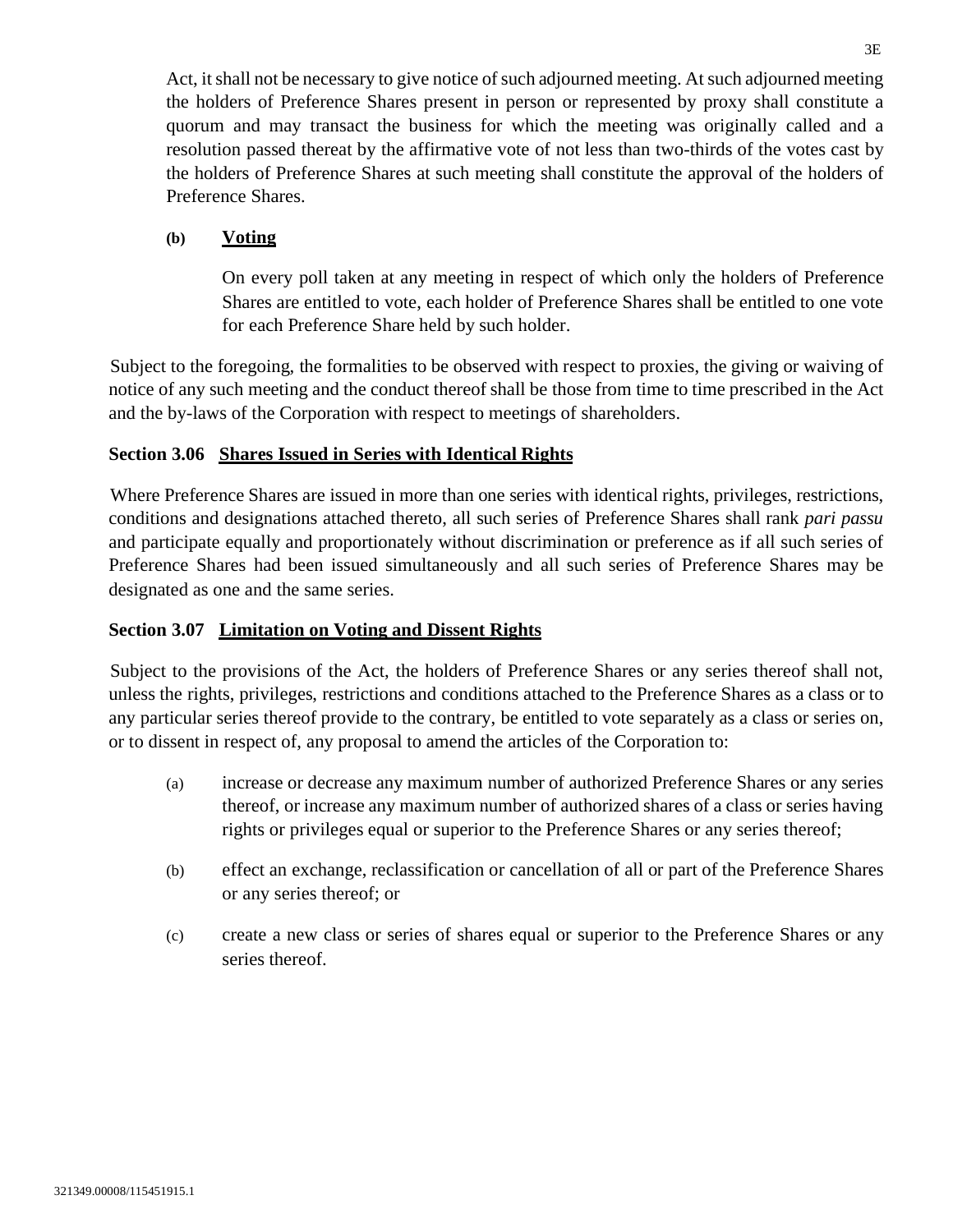Act, it shall not be necessary to give notice of such adjourned meeting. At such adjourned meeting the holders of Preference Shares present in person or represented by proxy shall constitute a quorum and may transact the business for which the meeting was originally called and a resolution passed thereat by the affirmative vote of not less than two-thirds of the votes cast by the holders of Preference Shares at such meeting shall constitute the approval of the holders of Preference Shares.

**(b)** **Voting**

On every poll taken at any meeting in respect of which only the holders of Preference Shares are entitled to vote, each holder of Preference Shares shall be entitled to one vote for each Preference Share held by such holder.

Subject to the foregoing, the formalities to be observed with respect to proxies, the giving or waiving of notice of any such meeting and the conduct thereof shall be those from time to time prescribed in the Act and the by-laws of the Corporation with respect to meetings of shareholders.

### Section 3.06 Shares Issued in Series with Identical Rights

Where Preference Shares are issued in more than one series with identical rights, privileges, restrictions, conditions and designations attached thereto, all such series of Preference Shares shall rank *pari passu* and participate equally and proportionately without discrimination or preference as if all such series of Preference Shares had been issued simultaneously and all such series of Preference Shares may be designated as one and the same series.

### Section 3.07 Limitation on Voting and Dissent Rights

Subject to the provisions of the Act, the holders of Preference Shares or any series thereof shall not, unless the rights, privileges, restrictions and conditions attached to the Preference Shares as a class or to any particular series thereof provide to the contrary, be entitled to vote separately as a class or series on, or to dissent in respect of, any proposal to amend the articles of the Corporation to:

(a) increase or decrease any maximum number of authorized Preference Shares or any series thereof, or increase any maximum number of authorized shares of a class or series having rights or privileges equal or superior to the Preference Shares or any series thereof;

(b) effect an exchange, reclassification or cancellation of all or part of the Preference Shares or any series thereof; or

(c) create a new class or series of shares equal or superior to the Preference Shares or any series thereof.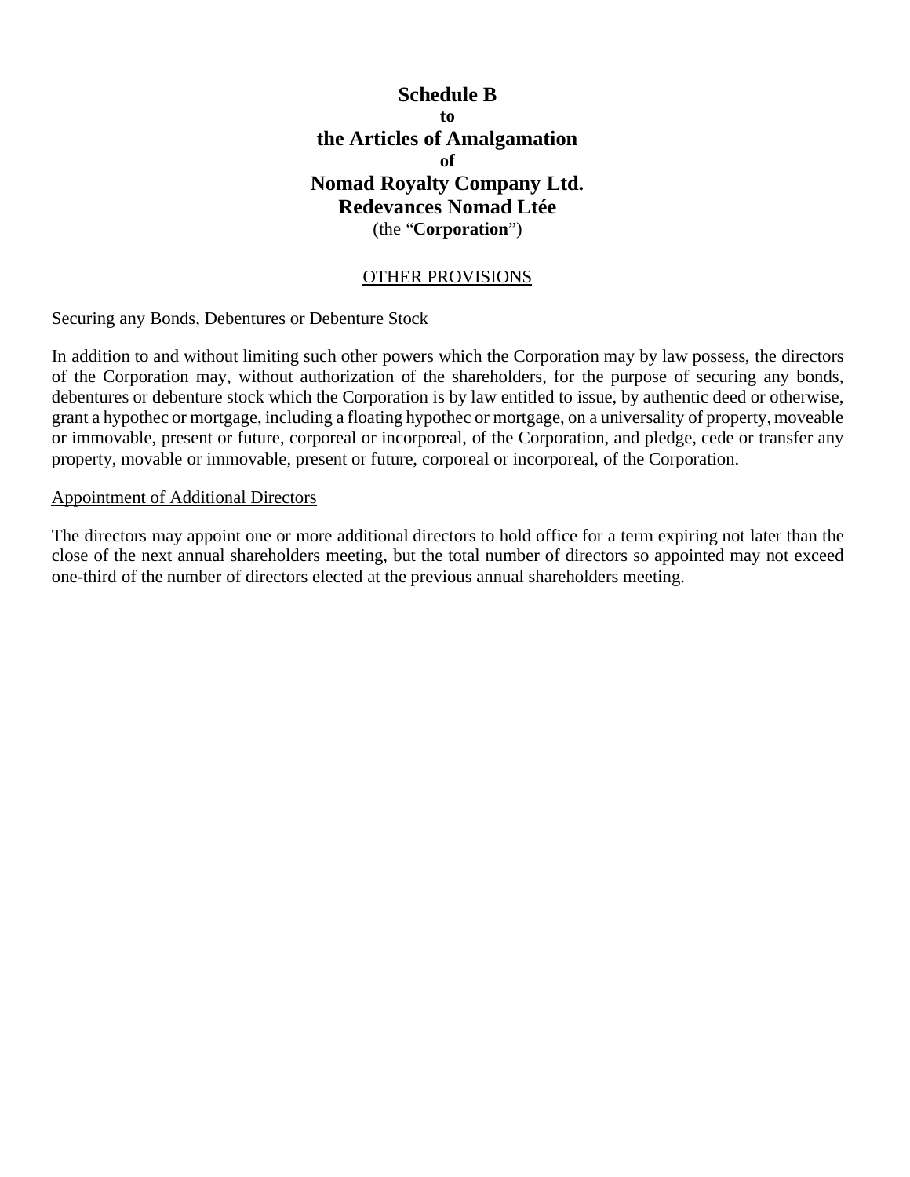# Schedule B
**to**
## the Articles of Amalgamation
**of**
## Nomad Royalty Company Ltd.
## Redevances Nomad Ltée
(the "**Corporation**")

OTHER PROVISIONS

Securing any Bonds, Debentures or Debenture Stock

In addition to and without limiting such other powers which the Corporation may by law possess, the directors of the Corporation may, without authorization of the shareholders, for the purpose of securing any bonds, debentures or debenture stock which the Corporation is by law entitled to issue, by authentic deed or otherwise, grant a hypothec or mortgage, including a floating hypothec or mortgage, on a universality of property, moveable or immovable, present or future, corporeal or incorporeal, of the Corporation, and pledge, cede or transfer any property, movable or immovable, present or future, corporeal or incorporeal, of the Corporation.

Appointment of Additional Directors

The directors may appoint one or more additional directors to hold office for a term expiring not later than the close of the next annual shareholders meeting, but the total number of directors so appointed may not exceed one-third of the number of directors elected at the previous annual shareholders meeting.